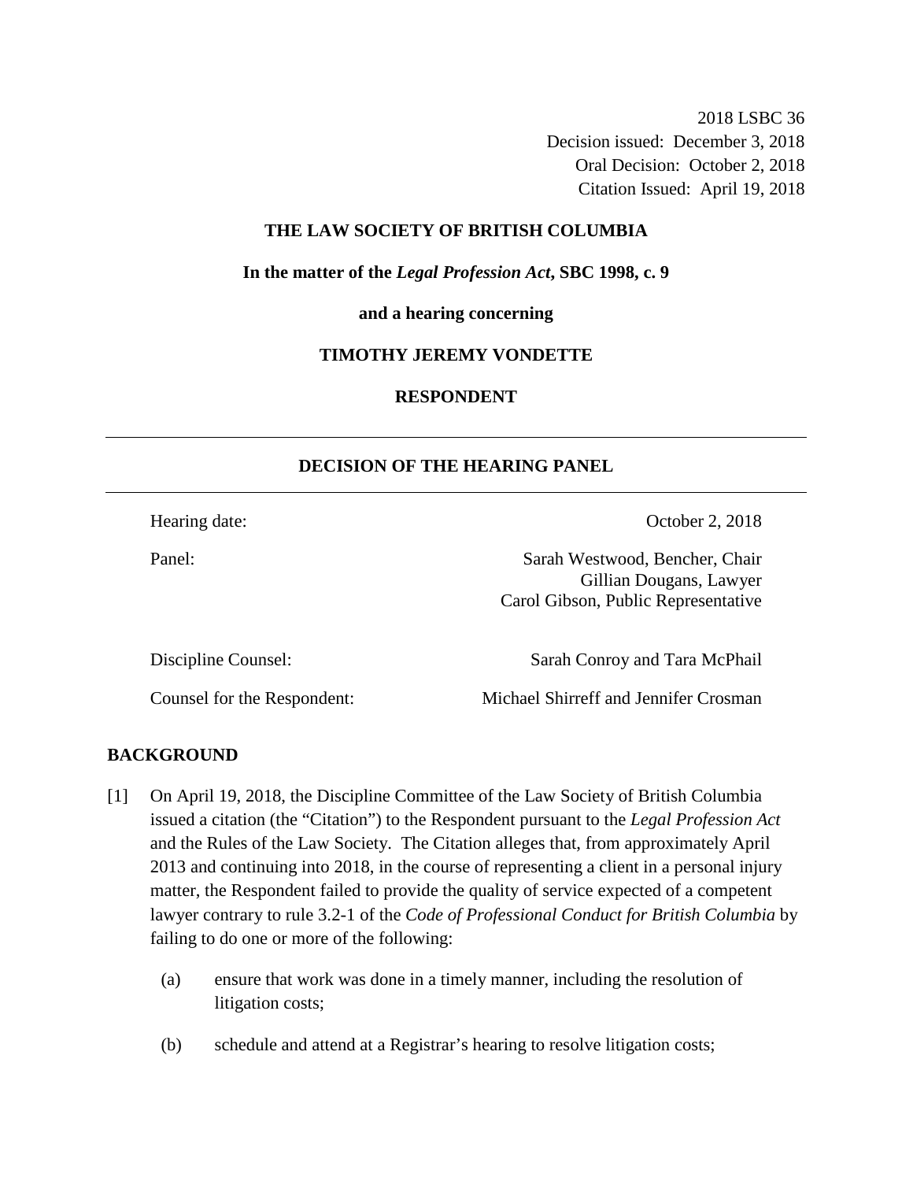2018 LSBC 36
Decision issued: December 3, 2018
Oral Decision: October 2, 2018
Citation Issued: April 19, 2018

**THE LAW SOCIETY OF BRITISH COLUMBIA**

**In the matter of the *Legal Profession Act*, SBC 1998, c. 9**

**and a hearing concerning**

**TIMOTHY JEREMY VONDETTE**

**RESPONDENT**

---

## DECISION OF THE HEARING PANEL

---

| | |
|---|---|
| Hearing date: | October 2, 2018 |
| Panel: | Sarah Westwood, Bencher, Chair<br>Gillian Dougans, Lawyer<br>Carol Gibson, Public Representative |
| Discipline Counsel: | Sarah Conroy and Tara McPhail |
| Counsel for the Respondent: | Michael Shirreff and Jennifer Crosman |

## BACKGROUND

[1] On April 19, 2018, the Discipline Committee of the Law Society of British Columbia issued a citation (the "Citation") to the Respondent pursuant to the *Legal Profession Act* and the Rules of the Law Society. The Citation alleges that, from approximately April 2013 and continuing into 2018, in the course of representing a client in a personal injury matter, the Respondent failed to provide the quality of service expected of a competent lawyer contrary to rule 3.2-1 of the *Code of Professional Conduct for British Columbia* by failing to do one or more of the following:

(a) ensure that work was done in a timely manner, including the resolution of litigation costs;

(b) schedule and attend at a Registrar's hearing to resolve litigation costs;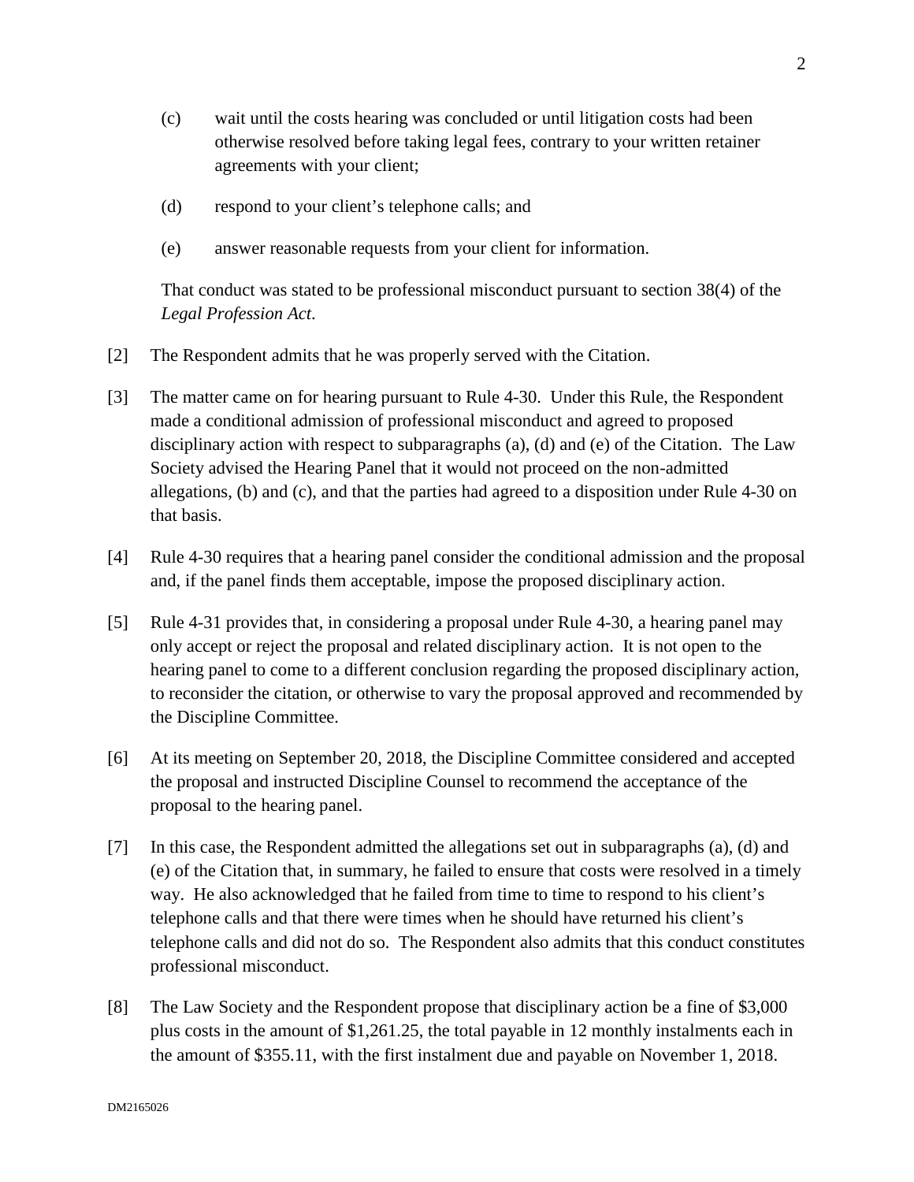(c) wait until the costs hearing was concluded or until litigation costs had been otherwise resolved before taking legal fees, contrary to your written retainer agreements with your client;

(d) respond to your client's telephone calls; and

(e) answer reasonable requests from your client for information.

That conduct was stated to be professional misconduct pursuant to section 38(4) of the *Legal Profession Act*.

[2] The Respondent admits that he was properly served with the Citation.

[3] The matter came on for hearing pursuant to Rule 4-30. Under this Rule, the Respondent made a conditional admission of professional misconduct and agreed to proposed disciplinary action with respect to subparagraphs (a), (d) and (e) of the Citation. The Law Society advised the Hearing Panel that it would not proceed on the non-admitted allegations, (b) and (c), and that the parties had agreed to a disposition under Rule 4-30 on that basis.

[4] Rule 4-30 requires that a hearing panel consider the conditional admission and the proposal and, if the panel finds them acceptable, impose the proposed disciplinary action.

[5] Rule 4-31 provides that, in considering a proposal under Rule 4-30, a hearing panel may only accept or reject the proposal and related disciplinary action. It is not open to the hearing panel to come to a different conclusion regarding the proposed disciplinary action, to reconsider the citation, or otherwise to vary the proposal approved and recommended by the Discipline Committee.

[6] At its meeting on September 20, 2018, the Discipline Committee considered and accepted the proposal and instructed Discipline Counsel to recommend the acceptance of the proposal to the hearing panel.

[7] In this case, the Respondent admitted the allegations set out in subparagraphs (a), (d) and (e) of the Citation that, in summary, he failed to ensure that costs were resolved in a timely way. He also acknowledged that he failed from time to time to respond to his client's telephone calls and that there were times when he should have returned his client's telephone calls and did not do so. The Respondent also admits that this conduct constitutes professional misconduct.

[8] The Law Society and the Respondent propose that disciplinary action be a fine of $3,000 plus costs in the amount of $1,261.25, the total payable in 12 monthly instalments each in the amount of $355.11, with the first instalment due and payable on November 1, 2018.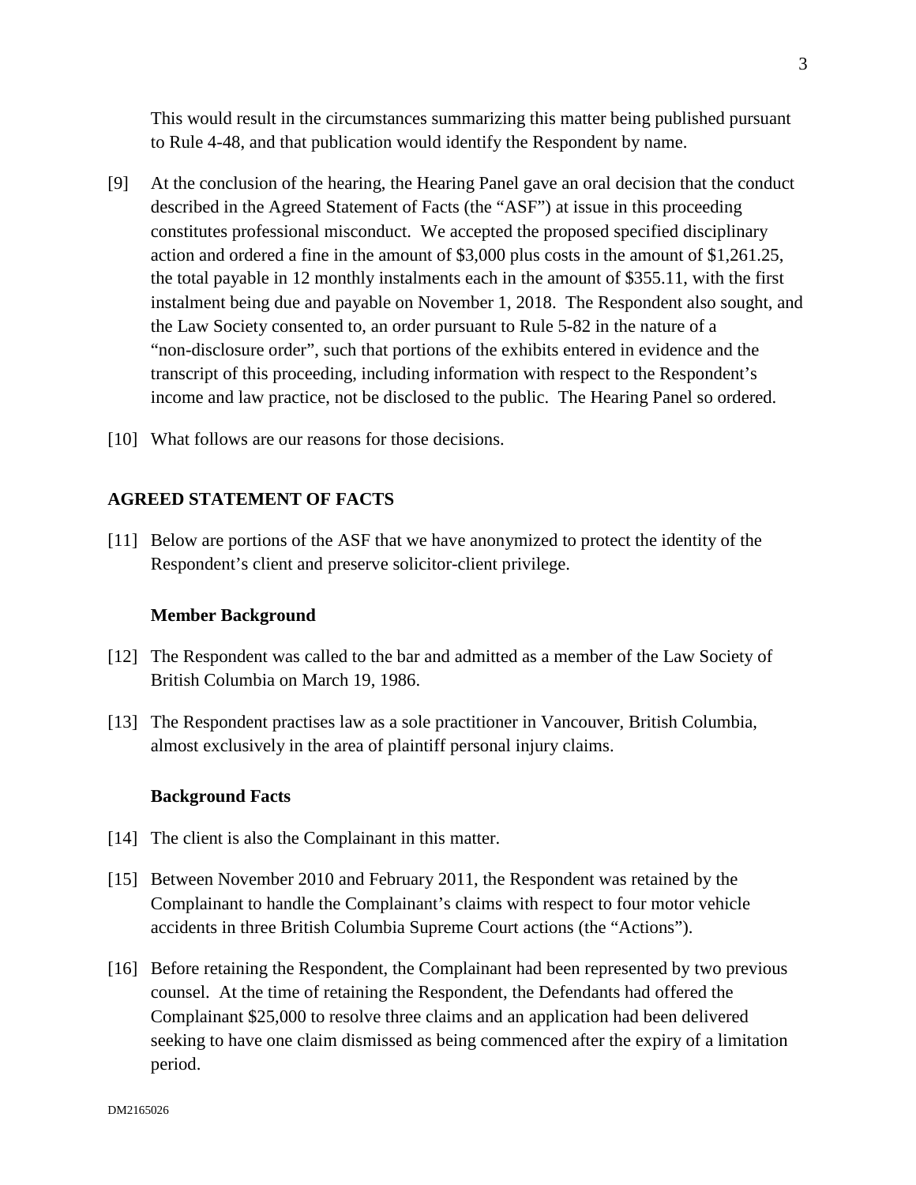This would result in the circumstances summarizing this matter being published pursuant to Rule 4-48, and that publication would identify the Respondent by name.

[9] At the conclusion of the hearing, the Hearing Panel gave an oral decision that the conduct described in the Agreed Statement of Facts (the "ASF") at issue in this proceeding constitutes professional misconduct. We accepted the proposed specified disciplinary action and ordered a fine in the amount of $3,000 plus costs in the amount of $1,261.25, the total payable in 12 monthly instalments each in the amount of $355.11, with the first instalment being due and payable on November 1, 2018. The Respondent also sought, and the Law Society consented to, an order pursuant to Rule 5-82 in the nature of a "non-disclosure order", such that portions of the exhibits entered in evidence and the transcript of this proceeding, including information with respect to the Respondent's income and law practice, not be disclosed to the public. The Hearing Panel so ordered.

[10] What follows are our reasons for those decisions.

## AGREED STATEMENT OF FACTS

[11] Below are portions of the ASF that we have anonymized to protect the identity of the Respondent's client and preserve solicitor-client privilege.

### Member Background

[12] The Respondent was called to the bar and admitted as a member of the Law Society of British Columbia on March 19, 1986.

[13] The Respondent practises law as a sole practitioner in Vancouver, British Columbia, almost exclusively in the area of plaintiff personal injury claims.

### Background Facts

[14] The client is also the Complainant in this matter.

[15] Between November 2010 and February 2011, the Respondent was retained by the Complainant to handle the Complainant's claims with respect to four motor vehicle accidents in three British Columbia Supreme Court actions (the "Actions").

[16] Before retaining the Respondent, the Complainant had been represented by two previous counsel. At the time of retaining the Respondent, the Defendants had offered the Complainant $25,000 to resolve three claims and an application had been delivered seeking to have one claim dismissed as being commenced after the expiry of a limitation period.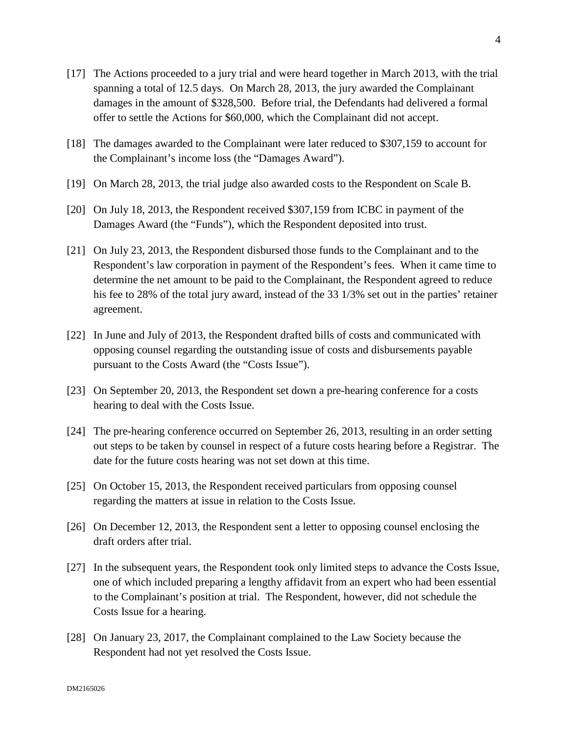[17] The Actions proceeded to a jury trial and were heard together in March 2013, with the trial spanning a total of 12.5 days. On March 28, 2013, the jury awarded the Complainant damages in the amount of $328,500. Before trial, the Defendants had delivered a formal offer to settle the Actions for $60,000, which the Complainant did not accept.

[18] The damages awarded to the Complainant were later reduced to $307,159 to account for the Complainant's income loss (the "Damages Award").

[19] On March 28, 2013, the trial judge also awarded costs to the Respondent on Scale B.

[20] On July 18, 2013, the Respondent received $307,159 from ICBC in payment of the Damages Award (the "Funds"), which the Respondent deposited into trust.

[21] On July 23, 2013, the Respondent disbursed those funds to the Complainant and to the Respondent's law corporation in payment of the Respondent's fees. When it came time to determine the net amount to be paid to the Complainant, the Respondent agreed to reduce his fee to 28% of the total jury award, instead of the 33 1/3% set out in the parties' retainer agreement.

[22] In June and July of 2013, the Respondent drafted bills of costs and communicated with opposing counsel regarding the outstanding issue of costs and disbursements payable pursuant to the Costs Award (the "Costs Issue").

[23] On September 20, 2013, the Respondent set down a pre-hearing conference for a costs hearing to deal with the Costs Issue.

[24] The pre-hearing conference occurred on September 26, 2013, resulting in an order setting out steps to be taken by counsel in respect of a future costs hearing before a Registrar. The date for the future costs hearing was not set down at this time.

[25] On October 15, 2013, the Respondent received particulars from opposing counsel regarding the matters at issue in relation to the Costs Issue.

[26] On December 12, 2013, the Respondent sent a letter to opposing counsel enclosing the draft orders after trial.

[27] In the subsequent years, the Respondent took only limited steps to advance the Costs Issue, one of which included preparing a lengthy affidavit from an expert who had been essential to the Complainant's position at trial. The Respondent, however, did not schedule the Costs Issue for a hearing.

[28] On January 23, 2017, the Complainant complained to the Law Society because the Respondent had not yet resolved the Costs Issue.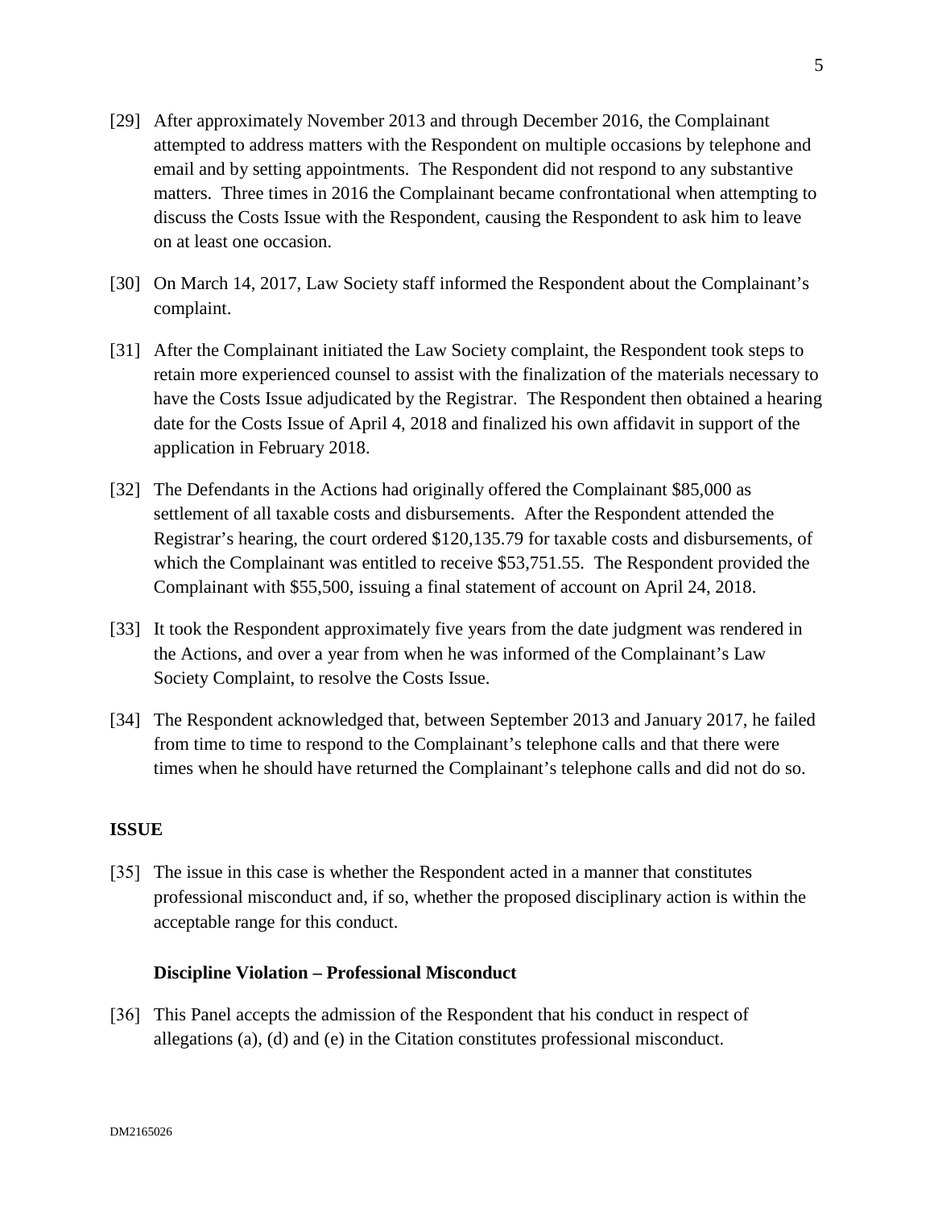[29] After approximately November 2013 and through December 2016, the Complainant attempted to address matters with the Respondent on multiple occasions by telephone and email and by setting appointments. The Respondent did not respond to any substantive matters. Three times in 2016 the Complainant became confrontational when attempting to discuss the Costs Issue with the Respondent, causing the Respondent to ask him to leave on at least one occasion.

[30] On March 14, 2017, Law Society staff informed the Respondent about the Complainant's complaint.

[31] After the Complainant initiated the Law Society complaint, the Respondent took steps to retain more experienced counsel to assist with the finalization of the materials necessary to have the Costs Issue adjudicated by the Registrar. The Respondent then obtained a hearing date for the Costs Issue of April 4, 2018 and finalized his own affidavit in support of the application in February 2018.

[32] The Defendants in the Actions had originally offered the Complainant $85,000 as settlement of all taxable costs and disbursements. After the Respondent attended the Registrar's hearing, the court ordered $120,135.79 for taxable costs and disbursements, of which the Complainant was entitled to receive $53,751.55. The Respondent provided the Complainant with $55,500, issuing a final statement of account on April 24, 2018.

[33] It took the Respondent approximately five years from the date judgment was rendered in the Actions, and over a year from when he was informed of the Complainant's Law Society Complaint, to resolve the Costs Issue.

[34] The Respondent acknowledged that, between September 2013 and January 2017, he failed from time to time to respond to the Complainant's telephone calls and that there were times when he should have returned the Complainant's telephone calls and did not do so.

## ISSUE

[35] The issue in this case is whether the Respondent acted in a manner that constitutes professional misconduct and, if so, whether the proposed disciplinary action is within the acceptable range for this conduct.

### Discipline Violation – Professional Misconduct

[36] This Panel accepts the admission of the Respondent that his conduct in respect of allegations (a), (d) and (e) in the Citation constitutes professional misconduct.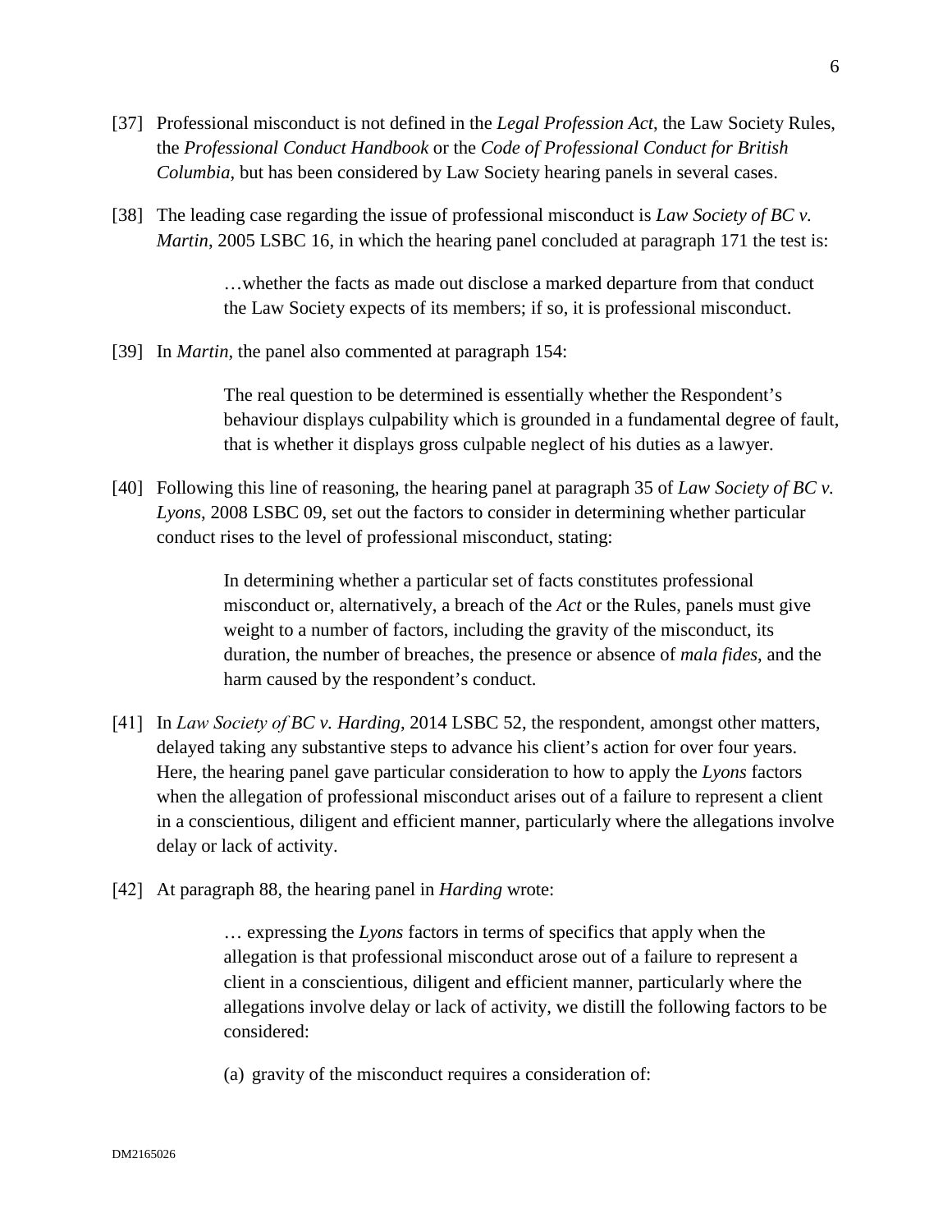[37] Professional misconduct is not defined in the *Legal Profession Act*, the Law Society Rules, the *Professional Conduct Handbook* or the *Code of Professional Conduct for British Columbia*, but has been considered by Law Society hearing panels in several cases.

[38] The leading case regarding the issue of professional misconduct is *Law Society of BC v. Martin*, 2005 LSBC 16, in which the hearing panel concluded at paragraph 171 the test is:

> …whether the facts as made out disclose a marked departure from that conduct the Law Society expects of its members; if so, it is professional misconduct.

[39] In *Martin*, the panel also commented at paragraph 154:

> The real question to be determined is essentially whether the Respondent's behaviour displays culpability which is grounded in a fundamental degree of fault, that is whether it displays gross culpable neglect of his duties as a lawyer.

[40] Following this line of reasoning, the hearing panel at paragraph 35 of *Law Society of BC v. Lyons*, 2008 LSBC 09, set out the factors to consider in determining whether particular conduct rises to the level of professional misconduct, stating:

> In determining whether a particular set of facts constitutes professional misconduct or, alternatively, a breach of the *Act* or the Rules, panels must give weight to a number of factors, including the gravity of the misconduct, its duration, the number of breaches, the presence or absence of *mala fides*, and the harm caused by the respondent's conduct.

[41] In *Law Society of BC v. Harding*, 2014 LSBC 52, the respondent, amongst other matters, delayed taking any substantive steps to advance his client's action for over four years. Here, the hearing panel gave particular consideration to how to apply the *Lyons* factors when the allegation of professional misconduct arises out of a failure to represent a client in a conscientious, diligent and efficient manner, particularly where the allegations involve delay or lack of activity.

[42] At paragraph 88, the hearing panel in *Harding* wrote:

> … expressing the *Lyons* factors in terms of specifics that apply when the allegation is that professional misconduct arose out of a failure to represent a client in a conscientious, diligent and efficient manner, particularly where the allegations involve delay or lack of activity, we distill the following factors to be considered:
>
> (a) gravity of the misconduct requires a consideration of: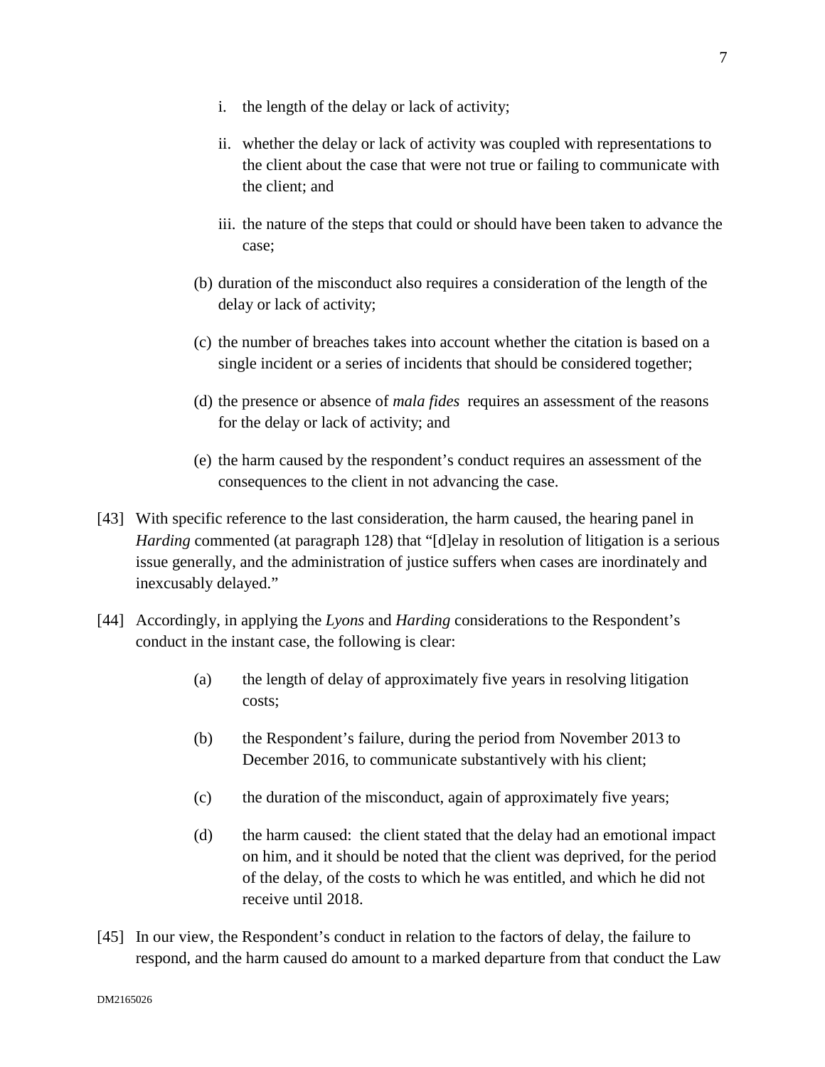i. the length of the delay or lack of activity;

ii. whether the delay or lack of activity was coupled with representations to the client about the case that were not true or failing to communicate with the client; and

iii. the nature of the steps that could or should have been taken to advance the case;

(b) duration of the misconduct also requires a consideration of the length of the delay or lack of activity;

(c) the number of breaches takes into account whether the citation is based on a single incident or a series of incidents that should be considered together;

(d) the presence or absence of *mala fides* requires an assessment of the reasons for the delay or lack of activity; and

(e) the harm caused by the respondent's conduct requires an assessment of the consequences to the client in not advancing the case.

[43] With specific reference to the last consideration, the harm caused, the hearing panel in *Harding* commented (at paragraph 128) that "[d]elay in resolution of litigation is a serious issue generally, and the administration of justice suffers when cases are inordinately and inexcusably delayed."

[44] Accordingly, in applying the *Lyons* and *Harding* considerations to the Respondent's conduct in the instant case, the following is clear:

(a) the length of delay of approximately five years in resolving litigation costs;

(b) the Respondent's failure, during the period from November 2013 to December 2016, to communicate substantively with his client;

(c) the duration of the misconduct, again of approximately five years;

(d) the harm caused: the client stated that the delay had an emotional impact on him, and it should be noted that the client was deprived, for the period of the delay, of the costs to which he was entitled, and which he did not receive until 2018.

[45] In our view, the Respondent's conduct in relation to the factors of delay, the failure to respond, and the harm caused do amount to a marked departure from that conduct the Law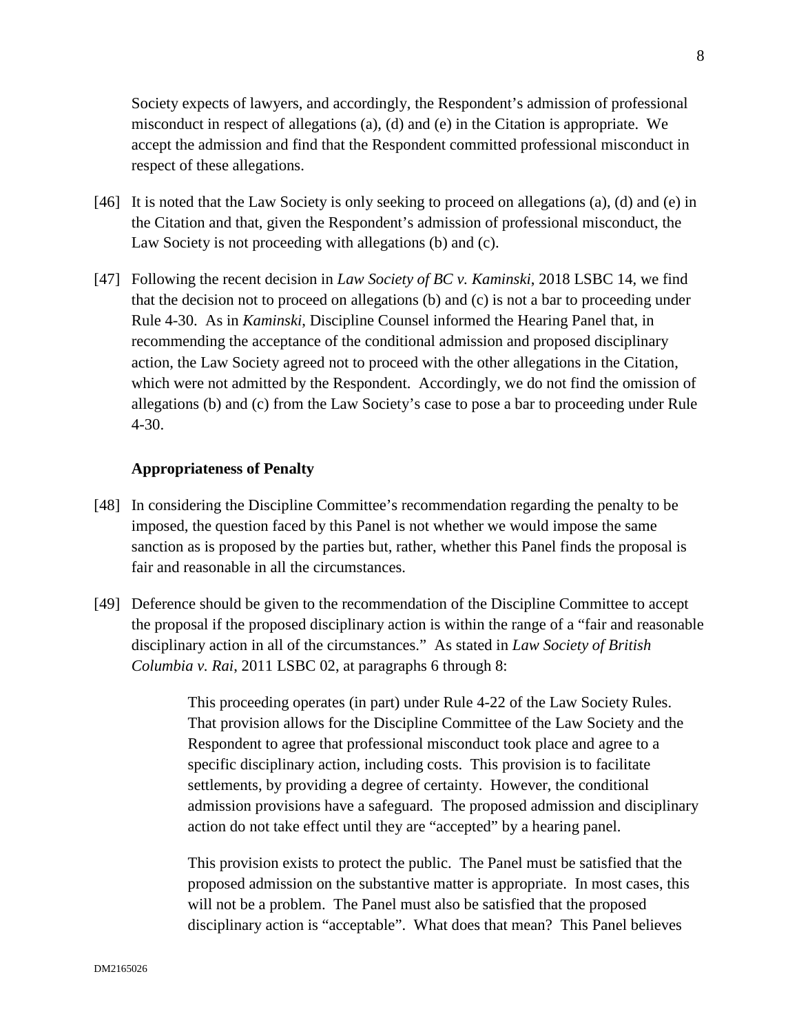Society expects of lawyers, and accordingly, the Respondent's admission of professional misconduct in respect of allegations (a), (d) and (e) in the Citation is appropriate. We accept the admission and find that the Respondent committed professional misconduct in respect of these allegations.

[46] It is noted that the Law Society is only seeking to proceed on allegations (a), (d) and (e) in the Citation and that, given the Respondent's admission of professional misconduct, the Law Society is not proceeding with allegations (b) and (c).

[47] Following the recent decision in *Law Society of BC v. Kaminski*, 2018 LSBC 14, we find that the decision not to proceed on allegations (b) and (c) is not a bar to proceeding under Rule 4-30. As in *Kaminski*, Discipline Counsel informed the Hearing Panel that, in recommending the acceptance of the conditional admission and proposed disciplinary action, the Law Society agreed not to proceed with the other allegations in the Citation, which were not admitted by the Respondent. Accordingly, we do not find the omission of allegations (b) and (c) from the Law Society's case to pose a bar to proceeding under Rule 4-30.

### Appropriateness of Penalty

[48] In considering the Discipline Committee's recommendation regarding the penalty to be imposed, the question faced by this Panel is not whether we would impose the same sanction as is proposed by the parties but, rather, whether this Panel finds the proposal is fair and reasonable in all the circumstances.

[49] Deference should be given to the recommendation of the Discipline Committee to accept the proposal if the proposed disciplinary action is within the range of a "fair and reasonable disciplinary action in all of the circumstances." As stated in *Law Society of British Columbia v. Rai*, 2011 LSBC 02, at paragraphs 6 through 8:

> This proceeding operates (in part) under Rule 4-22 of the Law Society Rules. That provision allows for the Discipline Committee of the Law Society and the Respondent to agree that professional misconduct took place and agree to a specific disciplinary action, including costs. This provision is to facilitate settlements, by providing a degree of certainty. However, the conditional admission provisions have a safeguard. The proposed admission and disciplinary action do not take effect until they are "accepted" by a hearing panel.
>
> This provision exists to protect the public. The Panel must be satisfied that the proposed admission on the substantive matter is appropriate. In most cases, this will not be a problem. The Panel must also be satisfied that the proposed disciplinary action is "acceptable". What does that mean? This Panel believes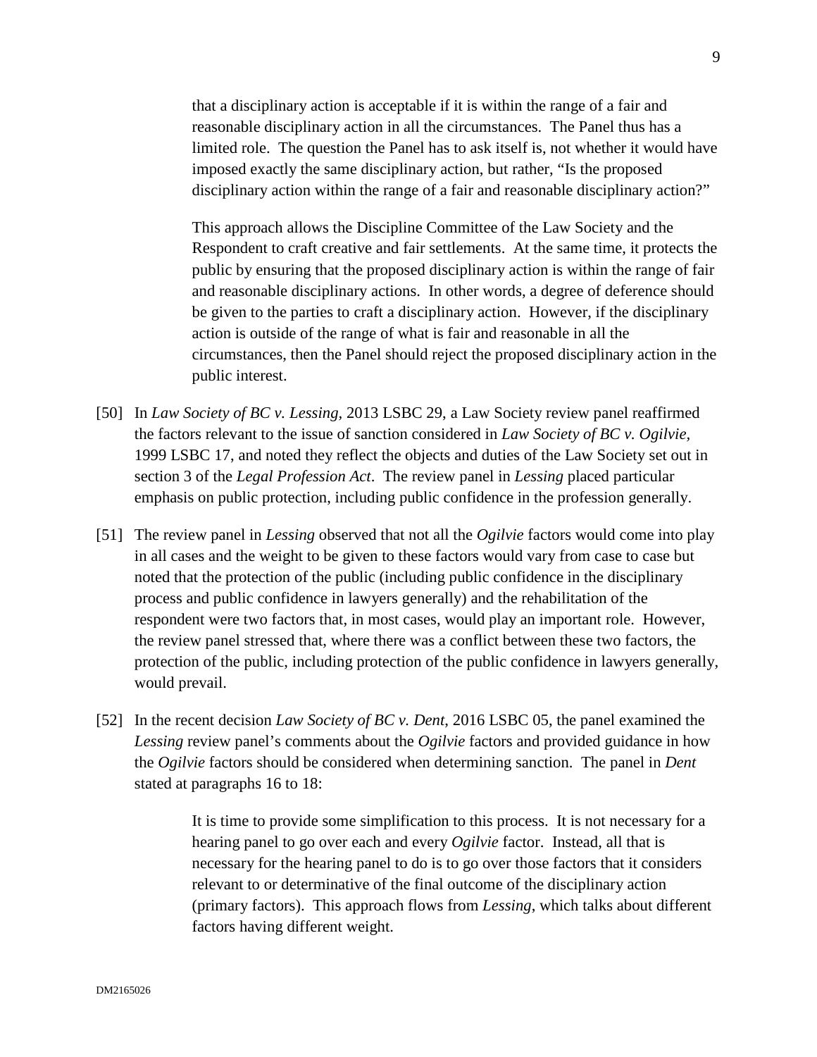> that a disciplinary action is acceptable if it is within the range of a fair and reasonable disciplinary action in all the circumstances. The Panel thus has a limited role. The question the Panel has to ask itself is, not whether it would have imposed exactly the same disciplinary action, but rather, "Is the proposed disciplinary action within the range of a fair and reasonable disciplinary action?"
>
> This approach allows the Discipline Committee of the Law Society and the Respondent to craft creative and fair settlements. At the same time, it protects the public by ensuring that the proposed disciplinary action is within the range of fair and reasonable disciplinary actions. In other words, a degree of deference should be given to the parties to craft a disciplinary action. However, if the disciplinary action is outside of the range of what is fair and reasonable in all the circumstances, then the Panel should reject the proposed disciplinary action in the public interest.

[50] In *Law Society of BC v. Lessing*, 2013 LSBC 29, a Law Society review panel reaffirmed the factors relevant to the issue of sanction considered in *Law Society of BC v. Ogilvie*, 1999 LSBC 17, and noted they reflect the objects and duties of the Law Society set out in section 3 of the *Legal Profession Act*. The review panel in *Lessing* placed particular emphasis on public protection, including public confidence in the profession generally.

[51] The review panel in *Lessing* observed that not all the *Ogilvie* factors would come into play in all cases and the weight to be given to these factors would vary from case to case but noted that the protection of the public (including public confidence in the disciplinary process and public confidence in lawyers generally) and the rehabilitation of the respondent were two factors that, in most cases, would play an important role. However, the review panel stressed that, where there was a conflict between these two factors, the protection of the public, including protection of the public confidence in lawyers generally, would prevail.

[52] In the recent decision *Law Society of BC v. Dent*, 2016 LSBC 05, the panel examined the *Lessing* review panel's comments about the *Ogilvie* factors and provided guidance in how the *Ogilvie* factors should be considered when determining sanction. The panel in *Dent* stated at paragraphs 16 to 18:

> It is time to provide some simplification to this process. It is not necessary for a hearing panel to go over each and every *Ogilvie* factor. Instead, all that is necessary for the hearing panel to do is to go over those factors that it considers relevant to or determinative of the final outcome of the disciplinary action (primary factors). This approach flows from *Lessing*, which talks about different factors having different weight.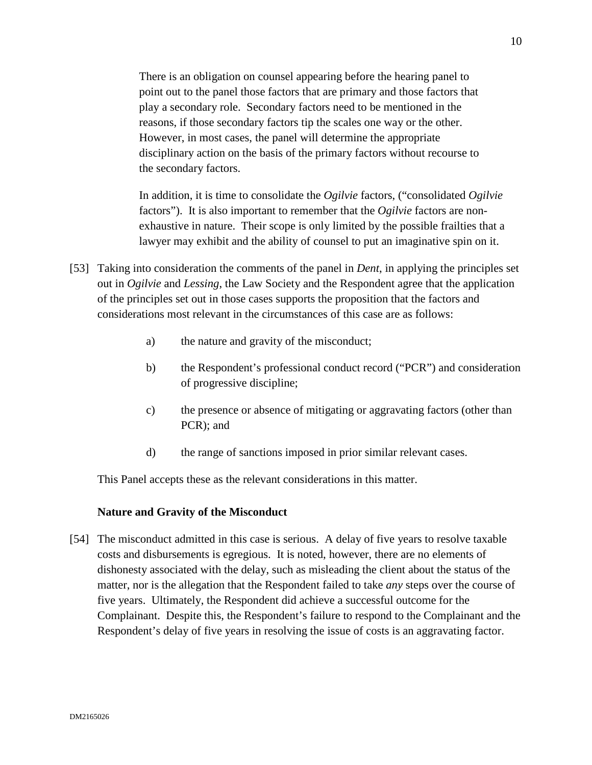> There is an obligation on counsel appearing before the hearing panel to point out to the panel those factors that are primary and those factors that play a secondary role. Secondary factors need to be mentioned in the reasons, if those secondary factors tip the scales one way or the other. However, in most cases, the panel will determine the appropriate disciplinary action on the basis of the primary factors without recourse to the secondary factors.
>
> In addition, it is time to consolidate the *Ogilvie* factors, ("consolidated *Ogilvie* factors"). It is also important to remember that the *Ogilvie* factors are non-exhaustive in nature. Their scope is only limited by the possible frailties that a lawyer may exhibit and the ability of counsel to put an imaginative spin on it.

[53] Taking into consideration the comments of the panel in *Dent*, in applying the principles set out in *Ogilvie* and *Lessing*, the Law Society and the Respondent agree that the application of the principles set out in those cases supports the proposition that the factors and considerations most relevant in the circumstances of this case are as follows:

a) the nature and gravity of the misconduct;

b) the Respondent's professional conduct record ("PCR") and consideration of progressive discipline;

c) the presence or absence of mitigating or aggravating factors (other than PCR); and

d) the range of sanctions imposed in prior similar relevant cases.

This Panel accepts these as the relevant considerations in this matter.

**Nature and Gravity of the Misconduct**

[54] The misconduct admitted in this case is serious. A delay of five years to resolve taxable costs and disbursements is egregious. It is noted, however, there are no elements of dishonesty associated with the delay, such as misleading the client about the status of the matter, nor is the allegation that the Respondent failed to take *any* steps over the course of five years. Ultimately, the Respondent did achieve a successful outcome for the Complainant. Despite this, the Respondent's failure to respond to the Complainant and the Respondent's delay of five years in resolving the issue of costs is an aggravating factor.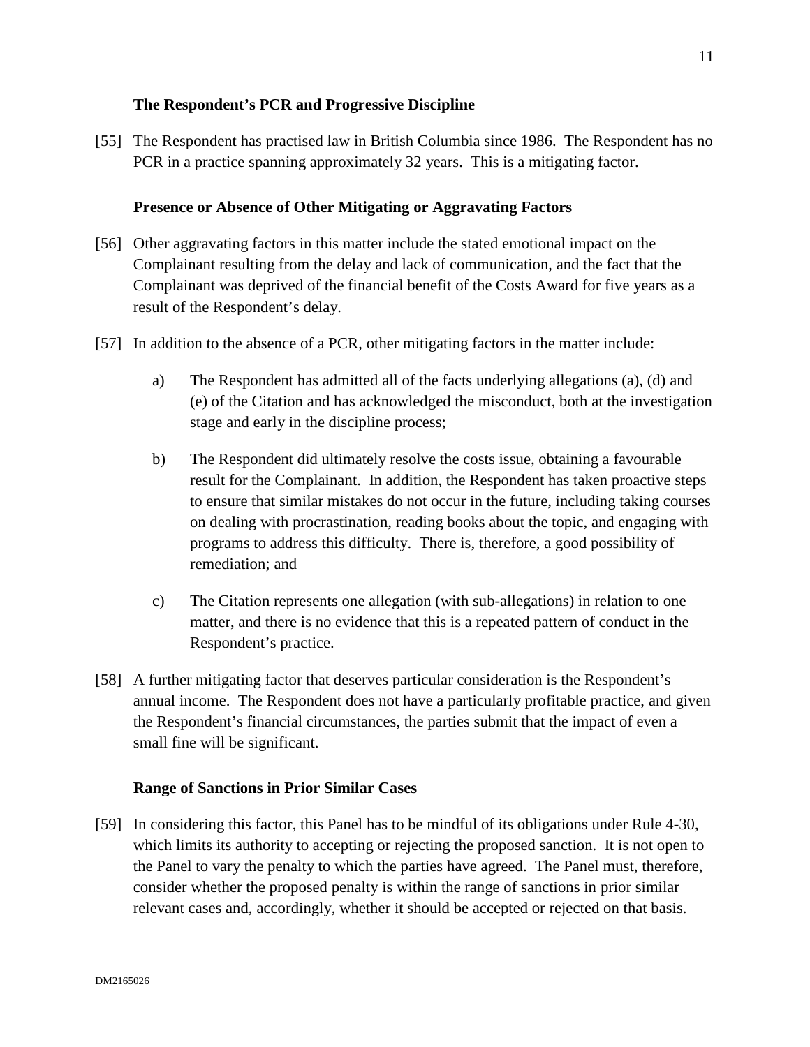### The Respondent's PCR and Progressive Discipline

[55] The Respondent has practised law in British Columbia since 1986. The Respondent has no PCR in a practice spanning approximately 32 years. This is a mitigating factor.

### Presence or Absence of Other Mitigating or Aggravating Factors

[56] Other aggravating factors in this matter include the stated emotional impact on the Complainant resulting from the delay and lack of communication, and the fact that the Complainant was deprived of the financial benefit of the Costs Award for five years as a result of the Respondent's delay.

[57] In addition to the absence of a PCR, other mitigating factors in the matter include:

a) The Respondent has admitted all of the facts underlying allegations (a), (d) and (e) of the Citation and has acknowledged the misconduct, both at the investigation stage and early in the discipline process;

b) The Respondent did ultimately resolve the costs issue, obtaining a favourable result for the Complainant. In addition, the Respondent has taken proactive steps to ensure that similar mistakes do not occur in the future, including taking courses on dealing with procrastination, reading books about the topic, and engaging with programs to address this difficulty. There is, therefore, a good possibility of remediation; and

c) The Citation represents one allegation (with sub-allegations) in relation to one matter, and there is no evidence that this is a repeated pattern of conduct in the Respondent's practice.

[58] A further mitigating factor that deserves particular consideration is the Respondent's annual income. The Respondent does not have a particularly profitable practice, and given the Respondent's financial circumstances, the parties submit that the impact of even a small fine will be significant.

### Range of Sanctions in Prior Similar Cases

[59] In considering this factor, this Panel has to be mindful of its obligations under Rule 4-30, which limits its authority to accepting or rejecting the proposed sanction. It is not open to the Panel to vary the penalty to which the parties have agreed. The Panel must, therefore, consider whether the proposed penalty is within the range of sanctions in prior similar relevant cases and, accordingly, whether it should be accepted or rejected on that basis.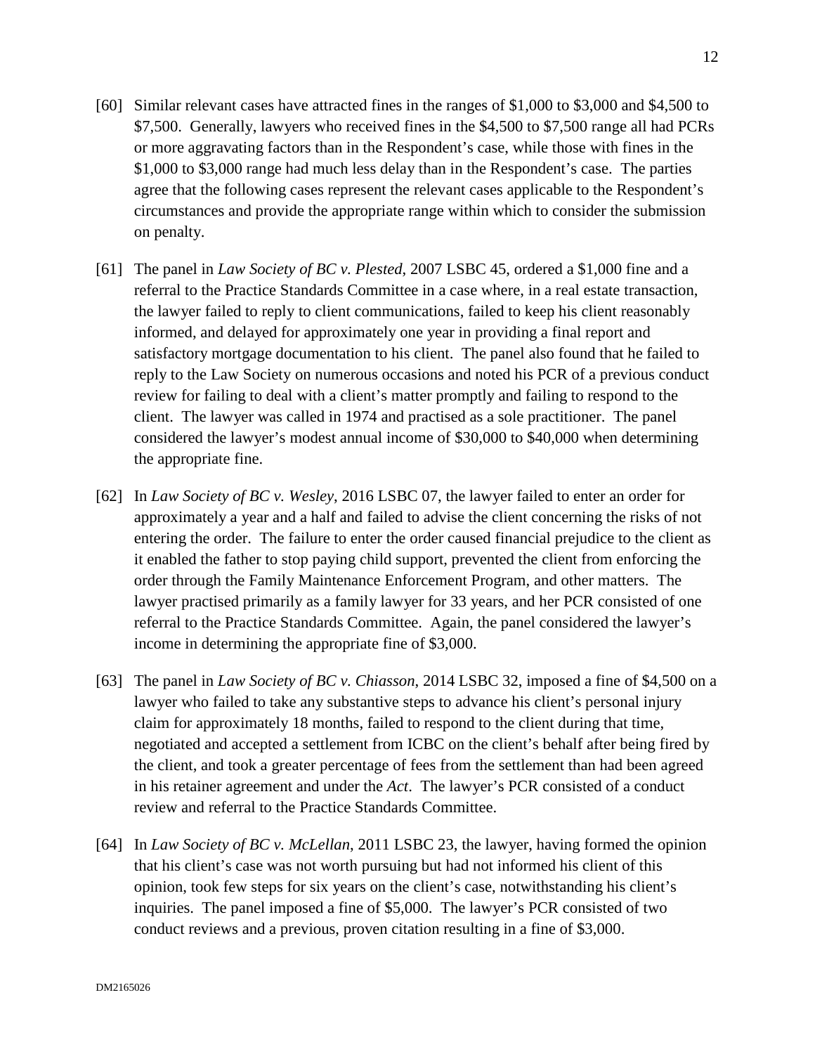[60] Similar relevant cases have attracted fines in the ranges of $1,000 to $3,000 and $4,500 to $7,500. Generally, lawyers who received fines in the $4,500 to $7,500 range all had PCRs or more aggravating factors than in the Respondent's case, while those with fines in the $1,000 to $3,000 range had much less delay than in the Respondent's case. The parties agree that the following cases represent the relevant cases applicable to the Respondent's circumstances and provide the appropriate range within which to consider the submission on penalty.

[61] The panel in *Law Society of BC v. Plested*, 2007 LSBC 45, ordered a $1,000 fine and a referral to the Practice Standards Committee in a case where, in a real estate transaction, the lawyer failed to reply to client communications, failed to keep his client reasonably informed, and delayed for approximately one year in providing a final report and satisfactory mortgage documentation to his client. The panel also found that he failed to reply to the Law Society on numerous occasions and noted his PCR of a previous conduct review for failing to deal with a client's matter promptly and failing to respond to the client. The lawyer was called in 1974 and practised as a sole practitioner. The panel considered the lawyer's modest annual income of $30,000 to $40,000 when determining the appropriate fine.

[62] In *Law Society of BC v. Wesley*, 2016 LSBC 07, the lawyer failed to enter an order for approximately a year and a half and failed to advise the client concerning the risks of not entering the order. The failure to enter the order caused financial prejudice to the client as it enabled the father to stop paying child support, prevented the client from enforcing the order through the Family Maintenance Enforcement Program, and other matters. The lawyer practised primarily as a family lawyer for 33 years, and her PCR consisted of one referral to the Practice Standards Committee. Again, the panel considered the lawyer's income in determining the appropriate fine of $3,000.

[63] The panel in *Law Society of BC v. Chiasson*, 2014 LSBC 32, imposed a fine of $4,500 on a lawyer who failed to take any substantive steps to advance his client's personal injury claim for approximately 18 months, failed to respond to the client during that time, negotiated and accepted a settlement from ICBC on the client's behalf after being fired by the client, and took a greater percentage of fees from the settlement than had been agreed in his retainer agreement and under the *Act*. The lawyer's PCR consisted of a conduct review and referral to the Practice Standards Committee.

[64] In *Law Society of BC v. McLellan*, 2011 LSBC 23, the lawyer, having formed the opinion that his client's case was not worth pursuing but had not informed his client of this opinion, took few steps for six years on the client's case, notwithstanding his client's inquiries. The panel imposed a fine of $5,000. The lawyer's PCR consisted of two conduct reviews and a previous, proven citation resulting in a fine of $3,000.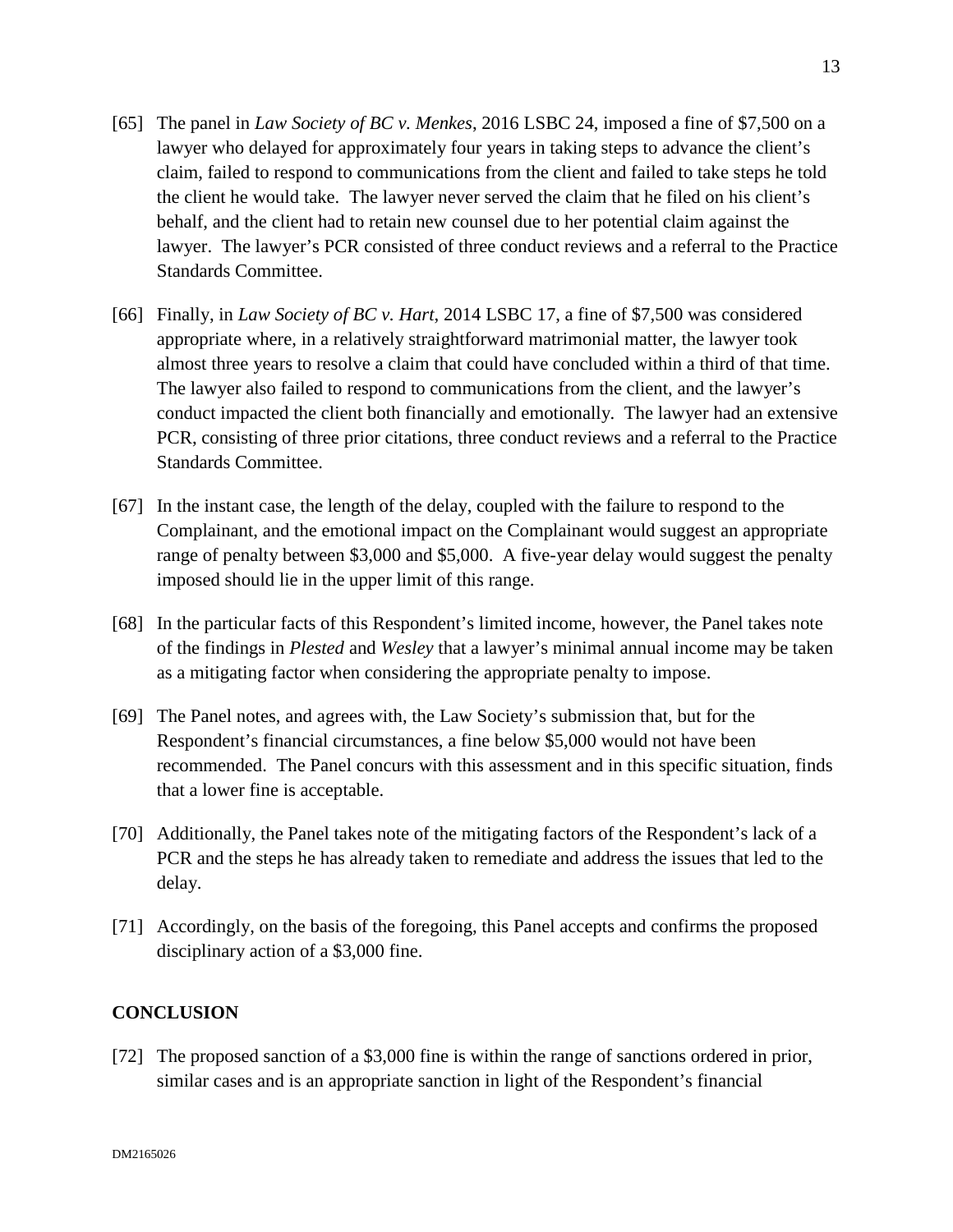[65] The panel in *Law Society of BC v. Menkes*, 2016 LSBC 24, imposed a fine of $7,500 on a lawyer who delayed for approximately four years in taking steps to advance the client's claim, failed to respond to communications from the client and failed to take steps he told the client he would take. The lawyer never served the claim that he filed on his client's behalf, and the client had to retain new counsel due to her potential claim against the lawyer. The lawyer's PCR consisted of three conduct reviews and a referral to the Practice Standards Committee.

[66] Finally, in *Law Society of BC v. Hart*, 2014 LSBC 17, a fine of $7,500 was considered appropriate where, in a relatively straightforward matrimonial matter, the lawyer took almost three years to resolve a claim that could have concluded within a third of that time. The lawyer also failed to respond to communications from the client, and the lawyer's conduct impacted the client both financially and emotionally. The lawyer had an extensive PCR, consisting of three prior citations, three conduct reviews and a referral to the Practice Standards Committee.

[67] In the instant case, the length of the delay, coupled with the failure to respond to the Complainant, and the emotional impact on the Complainant would suggest an appropriate range of penalty between $3,000 and $5,000. A five-year delay would suggest the penalty imposed should lie in the upper limit of this range.

[68] In the particular facts of this Respondent's limited income, however, the Panel takes note of the findings in *Plested* and *Wesley* that a lawyer's minimal annual income may be taken as a mitigating factor when considering the appropriate penalty to impose.

[69] The Panel notes, and agrees with, the Law Society's submission that, but for the Respondent's financial circumstances, a fine below $5,000 would not have been recommended. The Panel concurs with this assessment and in this specific situation, finds that a lower fine is acceptable.

[70] Additionally, the Panel takes note of the mitigating factors of the Respondent's lack of a PCR and the steps he has already taken to remediate and address the issues that led to the delay.

[71] Accordingly, on the basis of the foregoing, this Panel accepts and confirms the proposed disciplinary action of a $3,000 fine.

## CONCLUSION

[72] The proposed sanction of a $3,000 fine is within the range of sanctions ordered in prior, similar cases and is an appropriate sanction in light of the Respondent's financial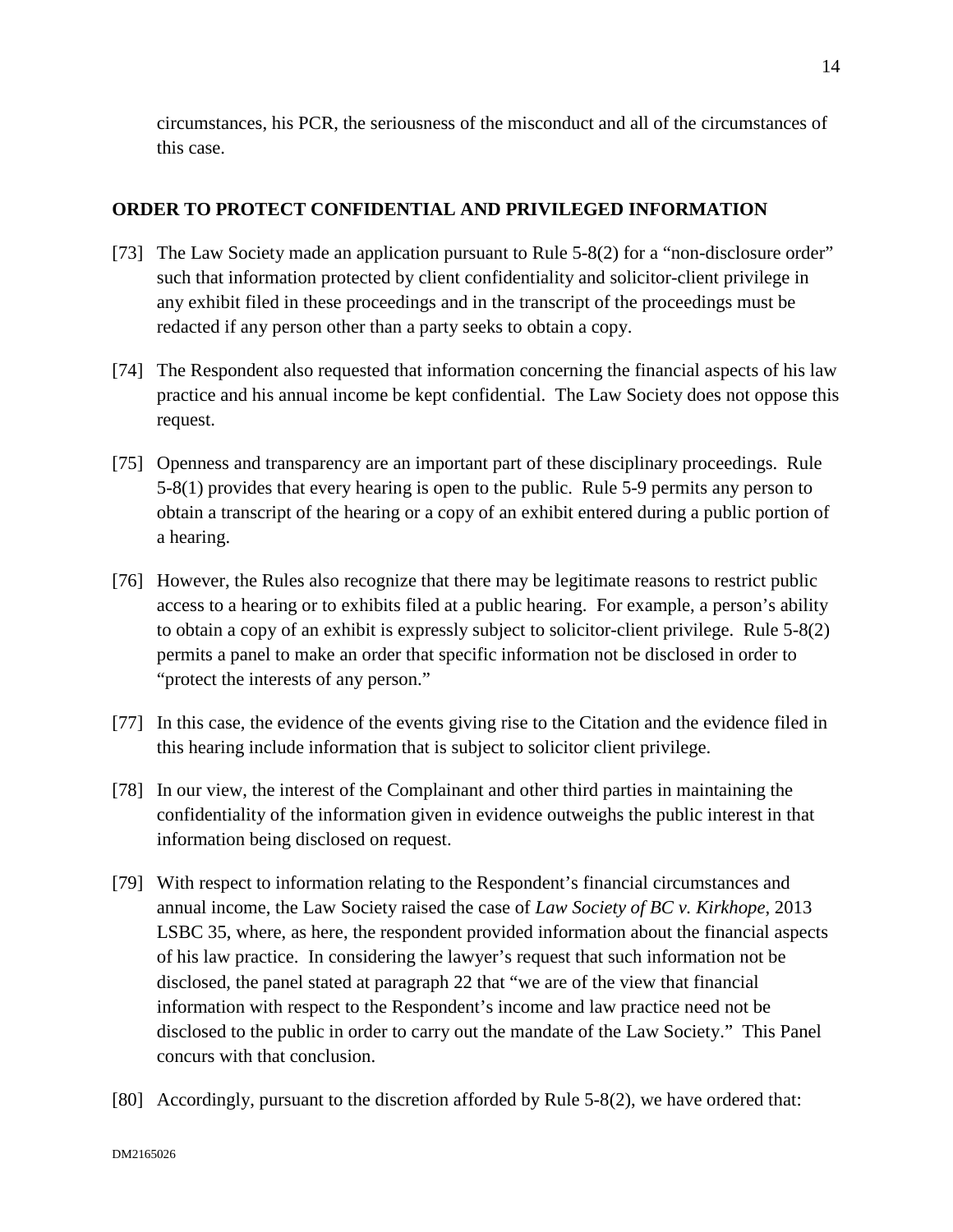circumstances, his PCR, the seriousness of the misconduct and all of the circumstances of this case.

## ORDER TO PROTECT CONFIDENTIAL AND PRIVILEGED INFORMATION

[73] The Law Society made an application pursuant to Rule 5-8(2) for a "non-disclosure order" such that information protected by client confidentiality and solicitor-client privilege in any exhibit filed in these proceedings and in the transcript of the proceedings must be redacted if any person other than a party seeks to obtain a copy.

[74] The Respondent also requested that information concerning the financial aspects of his law practice and his annual income be kept confidential. The Law Society does not oppose this request.

[75] Openness and transparency are an important part of these disciplinary proceedings. Rule 5-8(1) provides that every hearing is open to the public. Rule 5-9 permits any person to obtain a transcript of the hearing or a copy of an exhibit entered during a public portion of a hearing.

[76] However, the Rules also recognize that there may be legitimate reasons to restrict public access to a hearing or to exhibits filed at a public hearing. For example, a person's ability to obtain a copy of an exhibit is expressly subject to solicitor-client privilege. Rule 5-8(2) permits a panel to make an order that specific information not be disclosed in order to "protect the interests of any person."

[77] In this case, the evidence of the events giving rise to the Citation and the evidence filed in this hearing include information that is subject to solicitor client privilege.

[78] In our view, the interest of the Complainant and other third parties in maintaining the confidentiality of the information given in evidence outweighs the public interest in that information being disclosed on request.

[79] With respect to information relating to the Respondent's financial circumstances and annual income, the Law Society raised the case of *Law Society of BC v. Kirkhope*, 2013 LSBC 35, where, as here, the respondent provided information about the financial aspects of his law practice. In considering the lawyer's request that such information not be disclosed, the panel stated at paragraph 22 that "we are of the view that financial information with respect to the Respondent's income and law practice need not be disclosed to the public in order to carry out the mandate of the Law Society." This Panel concurs with that conclusion.

[80] Accordingly, pursuant to the discretion afforded by Rule 5-8(2), we have ordered that: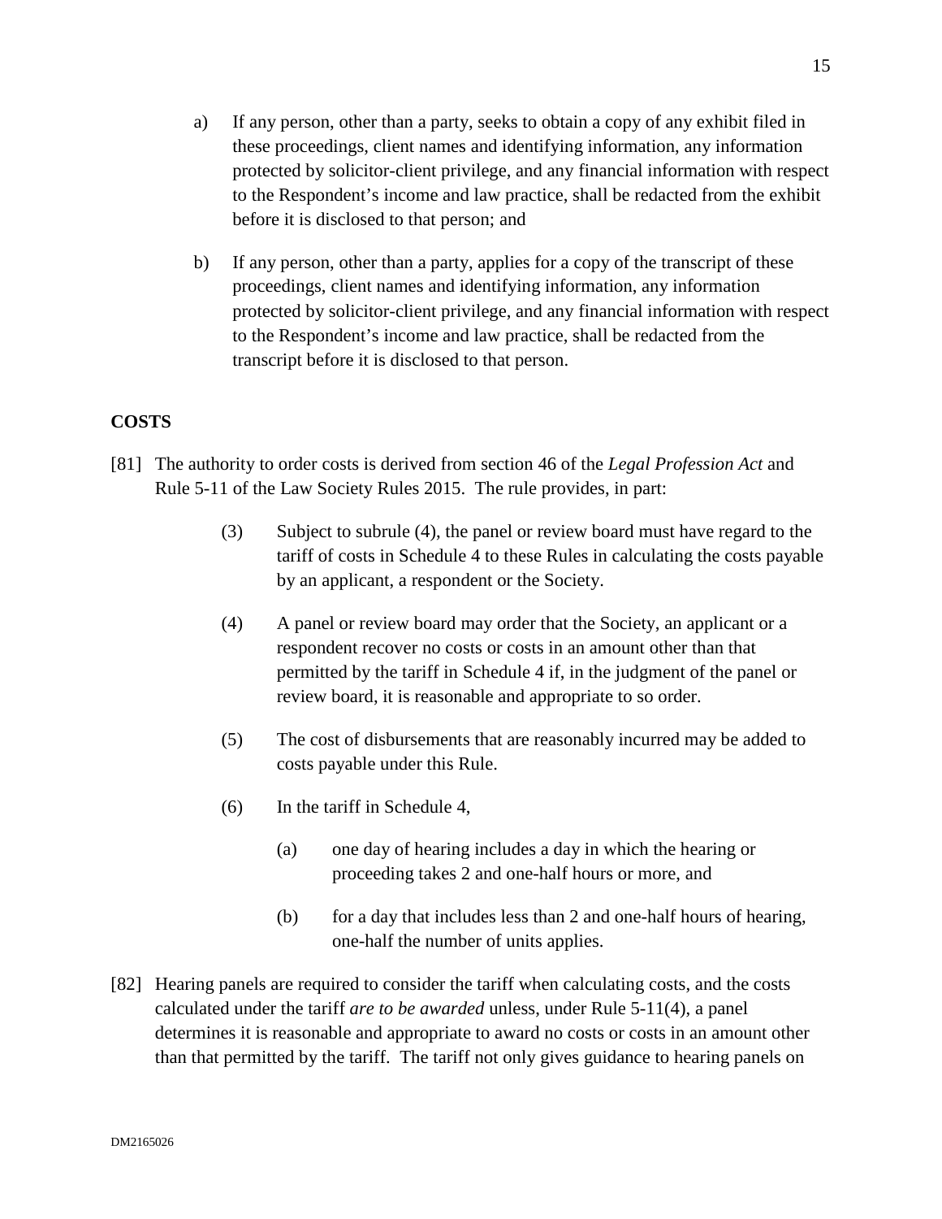a) If any person, other than a party, seeks to obtain a copy of any exhibit filed in these proceedings, client names and identifying information, any information protected by solicitor-client privilege, and any financial information with respect to the Respondent's income and law practice, shall be redacted from the exhibit before it is disclosed to that person; and

b) If any person, other than a party, applies for a copy of the transcript of these proceedings, client names and identifying information, any information protected by solicitor-client privilege, and any financial information with respect to the Respondent's income and law practice, shall be redacted from the transcript before it is disclosed to that person.

## COSTS

[81] The authority to order costs is derived from section 46 of the *Legal Profession Act* and Rule 5-11 of the Law Society Rules 2015. The rule provides, in part:

> (3) Subject to subrule (4), the panel or review board must have regard to the tariff of costs in Schedule 4 to these Rules in calculating the costs payable by an applicant, a respondent or the Society.
>
> (4) A panel or review board may order that the Society, an applicant or a respondent recover no costs or costs in an amount other than that permitted by the tariff in Schedule 4 if, in the judgment of the panel or review board, it is reasonable and appropriate to so order.
>
> (5) The cost of disbursements that are reasonably incurred may be added to costs payable under this Rule.
>
> (6) In the tariff in Schedule 4,
>
> (a) one day of hearing includes a day in which the hearing or proceeding takes 2 and one-half hours or more, and
>
> (b) for a day that includes less than 2 and one-half hours of hearing, one-half the number of units applies.

[82] Hearing panels are required to consider the tariff when calculating costs, and the costs calculated under the tariff *are to be awarded* unless, under Rule 5-11(4), a panel determines it is reasonable and appropriate to award no costs or costs in an amount other than that permitted by the tariff. The tariff not only gives guidance to hearing panels on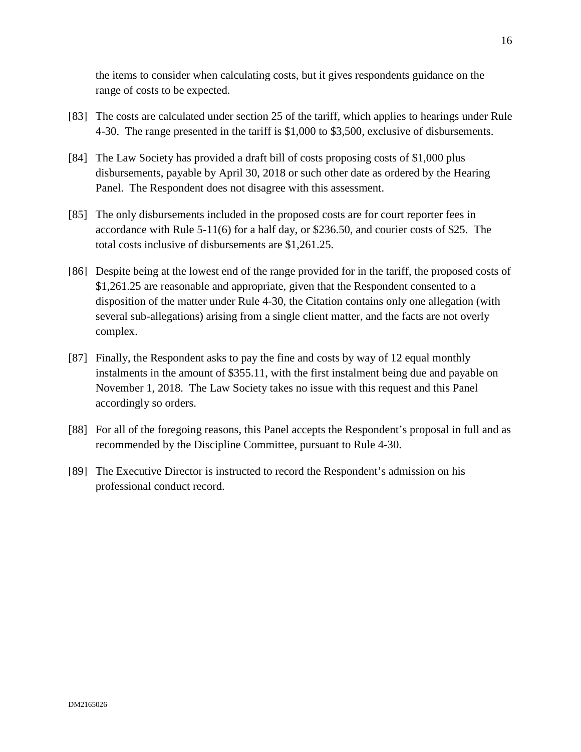the items to consider when calculating costs, but it gives respondents guidance on the range of costs to be expected.

[83] The costs are calculated under section 25 of the tariff, which applies to hearings under Rule 4-30. The range presented in the tariff is $1,000 to $3,500, exclusive of disbursements.

[84] The Law Society has provided a draft bill of costs proposing costs of $1,000 plus disbursements, payable by April 30, 2018 or such other date as ordered by the Hearing Panel. The Respondent does not disagree with this assessment.

[85] The only disbursements included in the proposed costs are for court reporter fees in accordance with Rule 5-11(6) for a half day, or $236.50, and courier costs of $25. The total costs inclusive of disbursements are $1,261.25.

[86] Despite being at the lowest end of the range provided for in the tariff, the proposed costs of $1,261.25 are reasonable and appropriate, given that the Respondent consented to a disposition of the matter under Rule 4-30, the Citation contains only one allegation (with several sub-allegations) arising from a single client matter, and the facts are not overly complex.

[87] Finally, the Respondent asks to pay the fine and costs by way of 12 equal monthly instalments in the amount of $355.11, with the first instalment being due and payable on November 1, 2018. The Law Society takes no issue with this request and this Panel accordingly so orders.

[88] For all of the foregoing reasons, this Panel accepts the Respondent's proposal in full and as recommended by the Discipline Committee, pursuant to Rule 4-30.

[89] The Executive Director is instructed to record the Respondent's admission on his professional conduct record.